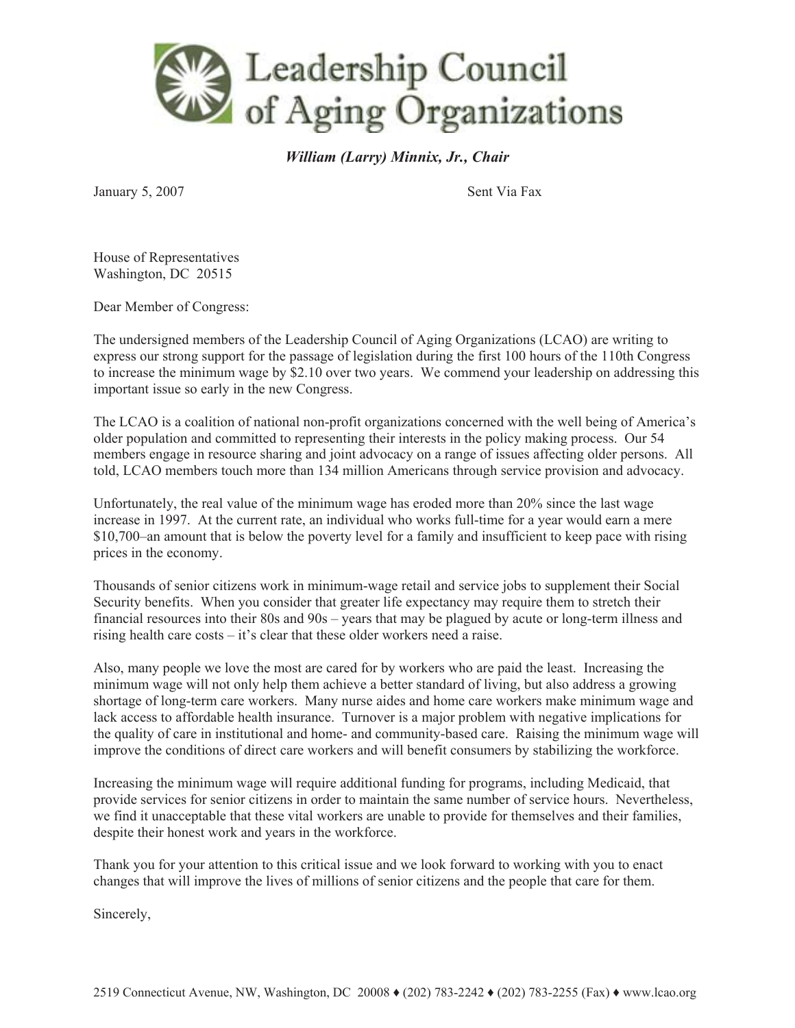# Leadership Council of Aging Organizations

***William (Larry) Minnix, Jr., Chair***

January 5, 2007 Sent Via Fax

House of Representatives
Washington, DC 20515

Dear Member of Congress:

The undersigned members of the Leadership Council of Aging Organizations (LCAO) are writing to express our strong support for the passage of legislation during the first 100 hours of the 110th Congress to increase the minimum wage by $2.10 over two years. We commend your leadership on addressing this important issue so early in the new Congress.

The LCAO is a coalition of national non-profit organizations concerned with the well being of America's older population and committed to representing their interests in the policy making process. Our 54 members engage in resource sharing and joint advocacy on a range of issues affecting older persons. All told, LCAO members touch more than 134 million Americans through service provision and advocacy.

Unfortunately, the real value of the minimum wage has eroded more than 20% since the last wage increase in 1997. At the current rate, an individual who works full-time for a year would earn a mere $10,700–an amount that is below the poverty level for a family and insufficient to keep pace with rising prices in the economy.

Thousands of senior citizens work in minimum-wage retail and service jobs to supplement their Social Security benefits. When you consider that greater life expectancy may require them to stretch their financial resources into their 80s and 90s – years that may be plagued by acute or long-term illness and rising health care costs – it's clear that these older workers need a raise.

Also, many people we love the most are cared for by workers who are paid the least. Increasing the minimum wage will not only help them achieve a better standard of living, but also address a growing shortage of long-term care workers. Many nurse aides and home care workers make minimum wage and lack access to affordable health insurance. Turnover is a major problem with negative implications for the quality of care in institutional and home- and community-based care. Raising the minimum wage will improve the conditions of direct care workers and will benefit consumers by stabilizing the workforce.

Increasing the minimum wage will require additional funding for programs, including Medicaid, that provide services for senior citizens in order to maintain the same number of service hours. Nevertheless, we find it unacceptable that these vital workers are unable to provide for themselves and their families, despite their honest work and years in the workforce.

Thank you for your attention to this critical issue and we look forward to working with you to enact changes that will improve the lives of millions of senior citizens and the people that care for them.

Sincerely,

2519 Connecticut Avenue, NW, Washington, DC 20008 ♦ (202) 783-2242 ♦ (202) 783-2255 (Fax) ♦ www.lcao.org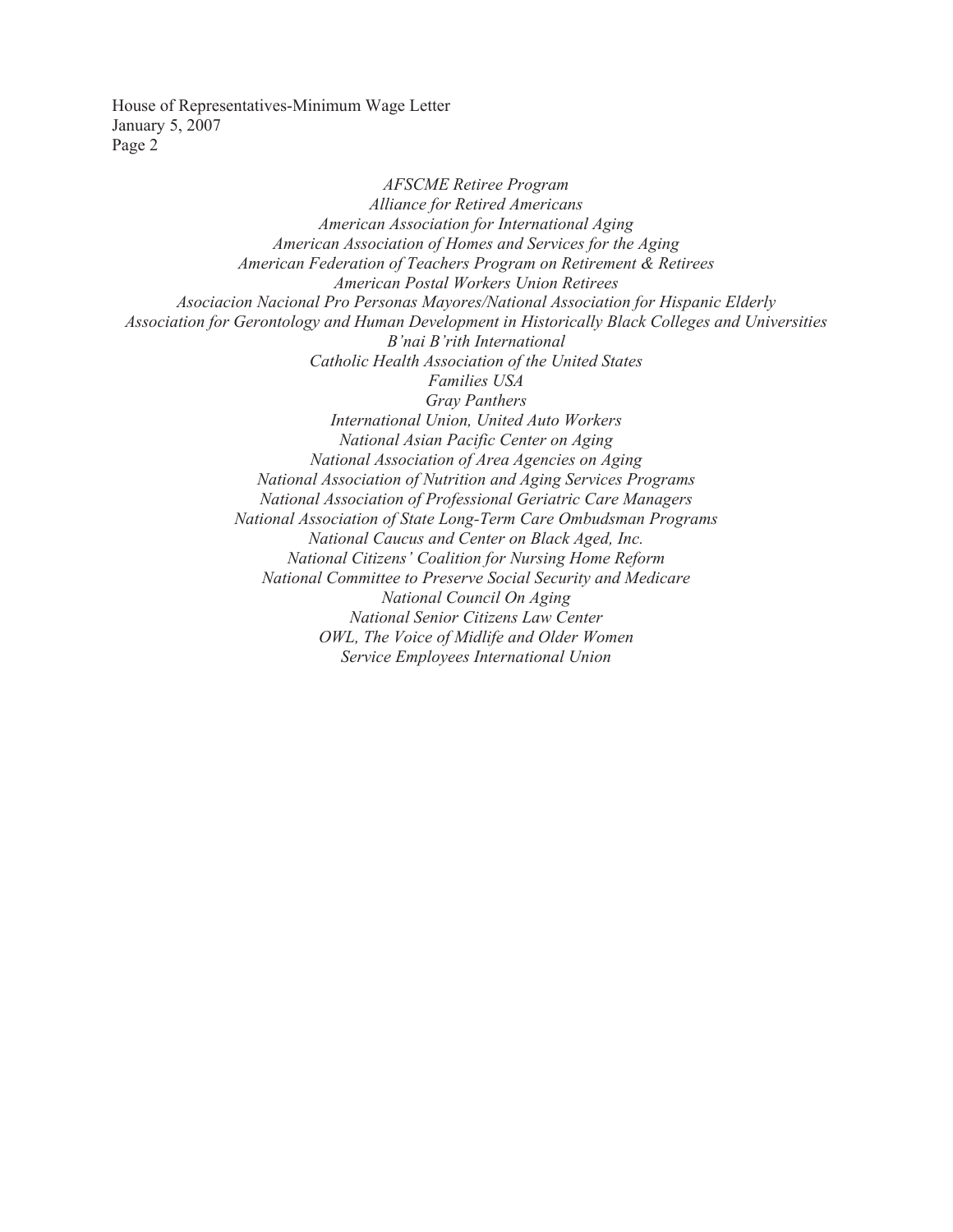*AFSCME Retiree Program*
*Alliance for Retired Americans*
*American Association for International Aging*
*American Association of Homes and Services for the Aging*
*American Federation of Teachers Program on Retirement & Retirees*
*American Postal Workers Union Retirees*
*Asociacion Nacional Pro Personas Mayores/National Association for Hispanic Elderly*
*Association for Gerontology and Human Development in Historically Black Colleges and Universities*
*B'nai B'rith International*
*Catholic Health Association of the United States*
*Families USA*
*Gray Panthers*
*International Union, United Auto Workers*
*National Asian Pacific Center on Aging*
*National Association of Area Agencies on Aging*
*National Association of Nutrition and Aging Services Programs*
*National Association of Professional Geriatric Care Managers*
*National Association of State Long-Term Care Ombudsman Programs*
*National Caucus and Center on Black Aged, Inc.*
*National Citizens' Coalition for Nursing Home Reform*
*National Committee to Preserve Social Security and Medicare*
*National Council On Aging*
*National Senior Citizens Law Center*
*OWL, The Voice of Midlife and Older Women*
*Service Employees International Union*